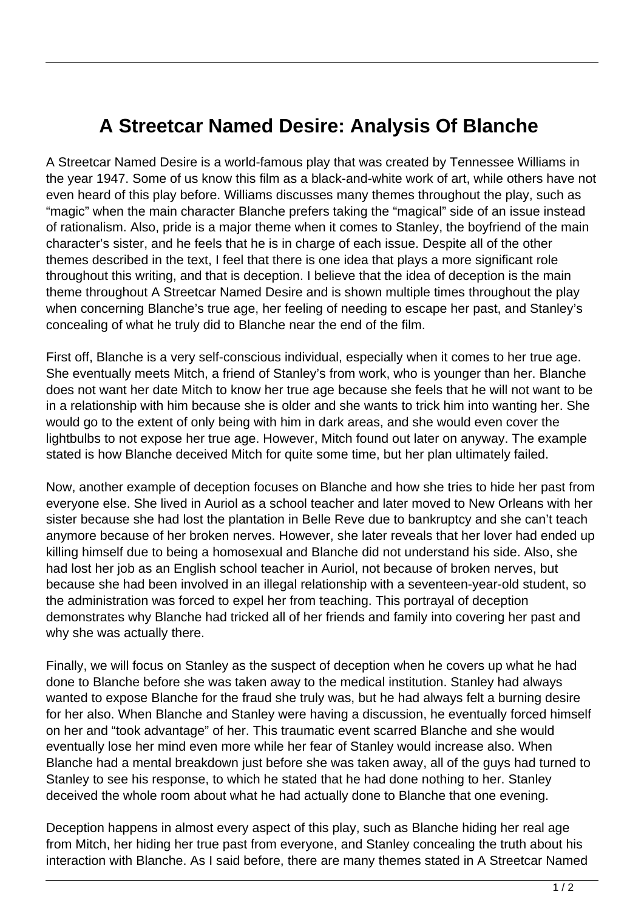# A Streetcar Named Desire: Analysis Of Blanche

A Streetcar Named Desire is a world-famous play that was created by Tennessee Williams in the year 1947. Some of us know this film as a black-and-white work of art, while others have not even heard of this play before. Williams discusses many themes throughout the play, such as "magic" when the main character Blanche prefers taking the "magical" side of an issue instead of rationalism. Also, pride is a major theme when it comes to Stanley, the boyfriend of the main character's sister, and he feels that he is in charge of each issue. Despite all of the other themes described in the text, I feel that there is one idea that plays a more significant role throughout this writing, and that is deception. I believe that the idea of deception is the main theme throughout A Streetcar Named Desire and is shown multiple times throughout the play when concerning Blanche's true age, her feeling of needing to escape her past, and Stanley's concealing of what he truly did to Blanche near the end of the film.

First off, Blanche is a very self-conscious individual, especially when it comes to her true age. She eventually meets Mitch, a friend of Stanley's from work, who is younger than her. Blanche does not want her date Mitch to know her true age because she feels that he will not want to be in a relationship with him because she is older and she wants to trick him into wanting her. She would go to the extent of only being with him in dark areas, and she would even cover the lightbulbs to not expose her true age. However, Mitch found out later on anyway. The example stated is how Blanche deceived Mitch for quite some time, but her plan ultimately failed.

Now, another example of deception focuses on Blanche and how she tries to hide her past from everyone else. She lived in Auriol as a school teacher and later moved to New Orleans with her sister because she had lost the plantation in Belle Reve due to bankruptcy and she can't teach anymore because of her broken nerves. However, she later reveals that her lover had ended up killing himself due to being a homosexual and Blanche did not understand his side. Also, she had lost her job as an English school teacher in Auriol, not because of broken nerves, but because she had been involved in an illegal relationship with a seventeen-year-old student, so the administration was forced to expel her from teaching. This portrayal of deception demonstrates why Blanche had tricked all of her friends and family into covering her past and why she was actually there.

Finally, we will focus on Stanley as the suspect of deception when he covers up what he had done to Blanche before she was taken away to the medical institution. Stanley had always wanted to expose Blanche for the fraud she truly was, but he had always felt a burning desire for her also. When Blanche and Stanley were having a discussion, he eventually forced himself on her and "took advantage" of her. This traumatic event scarred Blanche and she would eventually lose her mind even more while her fear of Stanley would increase also. When Blanche had a mental breakdown just before she was taken away, all of the guys had turned to Stanley to see his response, to which he stated that he had done nothing to her. Stanley deceived the whole room about what he had actually done to Blanche that one evening.

Deception happens in almost every aspect of this play, such as Blanche hiding her real age from Mitch, her hiding her true past from everyone, and Stanley concealing the truth about his interaction with Blanche. As I said before, there are many themes stated in A Streetcar Named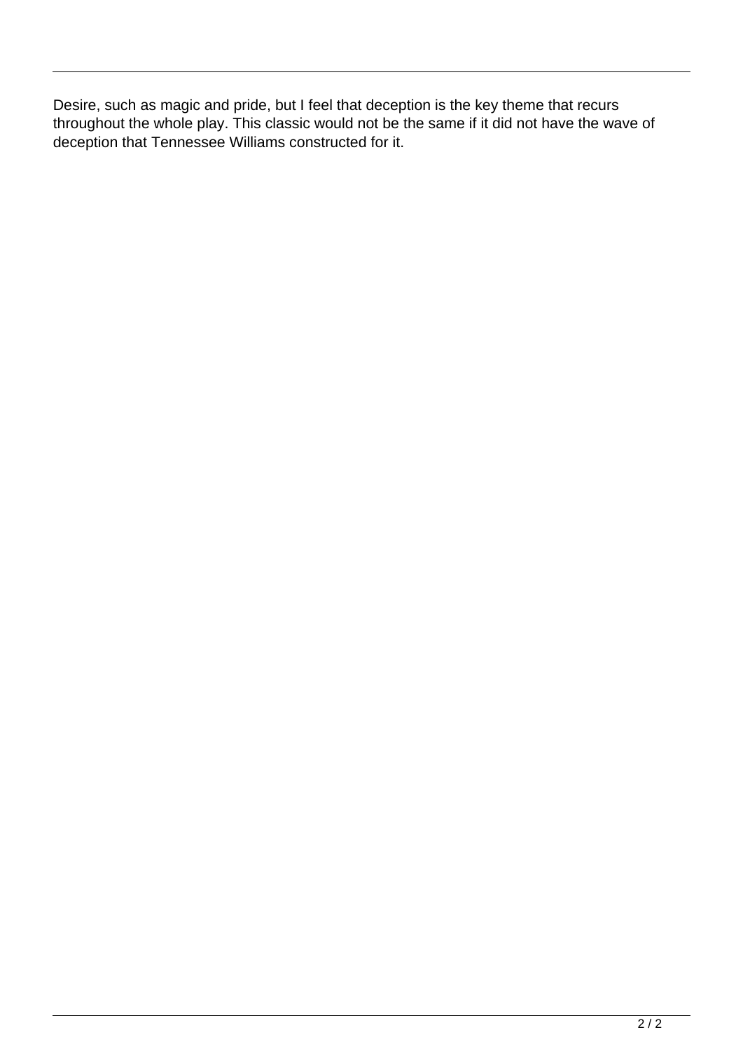Desire, such as magic and pride, but I feel that deception is the key theme that recurs throughout the whole play. This classic would not be the same if it did not have the wave of deception that Tennessee Williams constructed for it.